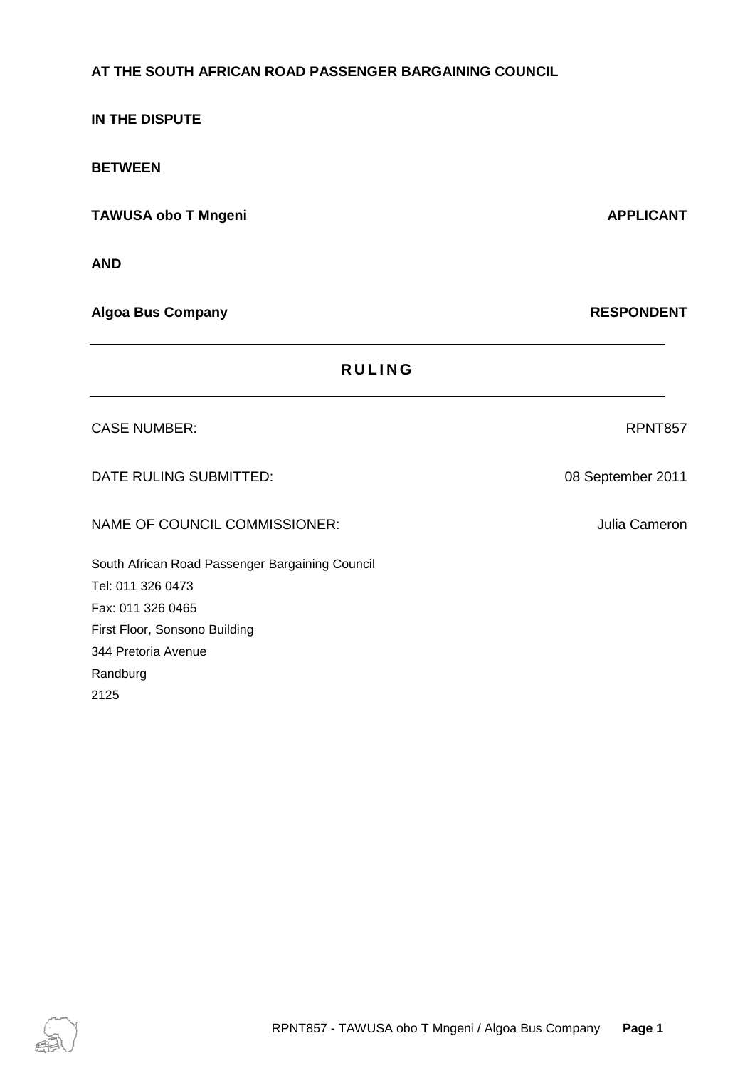**AT THE SOUTH AFRICAN ROAD PASSENGER BARGAINING COUNCIL**

**IN THE DISPUTE**

**BETWEEN**

**TAWUSA obo T Mngeni** **APPLICANT**

**AND**

**Algoa Bus Company** **RESPONDENT**

---

# RULING

---

CASE NUMBER: RPNT857

DATE RULING SUBMITTED: 08 September 2011

NAME OF COUNCIL COMMISSIONER: Julia Cameron

South African Road Passenger Bargaining Council
Tel: 011 326 0473
Fax: 011 326 0465
First Floor, Sonsono Building
344 Pretoria Avenue
Randburg
2125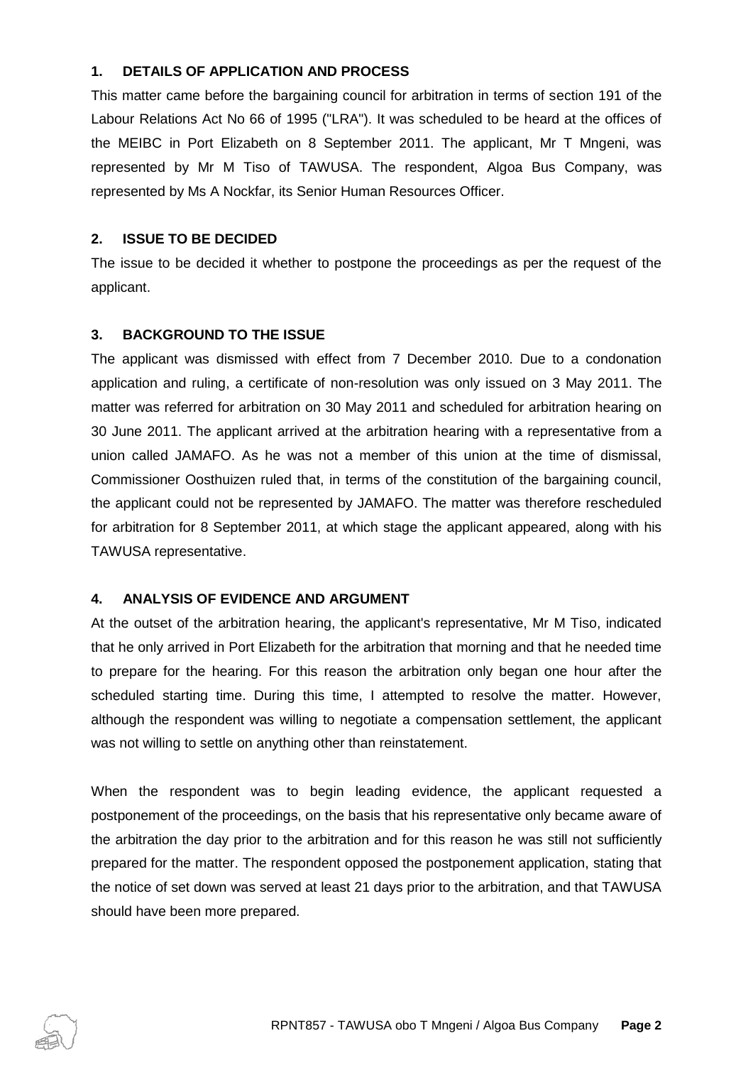## 1. DETAILS OF APPLICATION AND PROCESS

This matter came before the bargaining council for arbitration in terms of section 191 of the Labour Relations Act No 66 of 1995 ("LRA"). It was scheduled to be heard at the offices of the MEIBC in Port Elizabeth on 8 September 2011. The applicant, Mr T Mngeni, was represented by Mr M Tiso of TAWUSA. The respondent, Algoa Bus Company, was represented by Ms A Nockfar, its Senior Human Resources Officer.

## 2. ISSUE TO BE DECIDED

The issue to be decided it whether to postpone the proceedings as per the request of the applicant.

## 3. BACKGROUND TO THE ISSUE

The applicant was dismissed with effect from 7 December 2010. Due to a condonation application and ruling, a certificate of non-resolution was only issued on 3 May 2011. The matter was referred for arbitration on 30 May 2011 and scheduled for arbitration hearing on 30 June 2011. The applicant arrived at the arbitration hearing with a representative from a union called JAMAFO. As he was not a member of this union at the time of dismissal, Commissioner Oosthuizen ruled that, in terms of the constitution of the bargaining council, the applicant could not be represented by JAMAFO. The matter was therefore rescheduled for arbitration for 8 September 2011, at which stage the applicant appeared, along with his TAWUSA representative.

## 4. ANALYSIS OF EVIDENCE AND ARGUMENT

At the outset of the arbitration hearing, the applicant's representative, Mr M Tiso, indicated that he only arrived in Port Elizabeth for the arbitration that morning and that he needed time to prepare for the hearing. For this reason the arbitration only began one hour after the scheduled starting time. During this time, I attempted to resolve the matter. However, although the respondent was willing to negotiate a compensation settlement, the applicant was not willing to settle on anything other than reinstatement.

When the respondent was to begin leading evidence, the applicant requested a postponement of the proceedings, on the basis that his representative only became aware of the arbitration the day prior to the arbitration and for this reason he was still not sufficiently prepared for the matter. The respondent opposed the postponement application, stating that the notice of set down was served at least 21 days prior to the arbitration, and that TAWUSA should have been more prepared.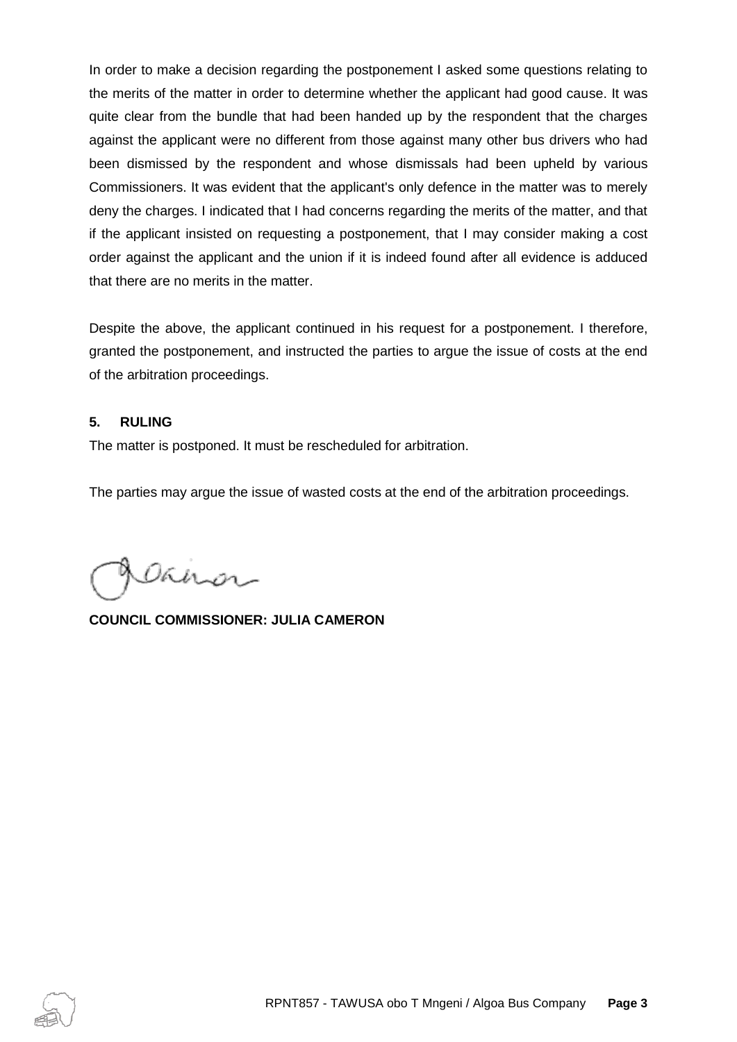In order to make a decision regarding the postponement I asked some questions relating to the merits of the matter in order to determine whether the applicant had good cause. It was quite clear from the bundle that had been handed up by the respondent that the charges against the applicant were no different from those against many other bus drivers who had been dismissed by the respondent and whose dismissals had been upheld by various Commissioners. It was evident that the applicant's only defence in the matter was to merely deny the charges. I indicated that I had concerns regarding the merits of the matter, and that if the applicant insisted on requesting a postponement, that I may consider making a cost order against the applicant and the union if it is indeed found after all evidence is adduced that there are no merits in the matter.

Despite the above, the applicant continued in his request for a postponement. I therefore, granted the postponement, and instructed the parties to argue the issue of costs at the end of the arbitration proceedings.

## 5. RULING

The matter is postponed. It must be rescheduled for arbitration.

The parties may argue the issue of wasted costs at the end of the arbitration proceedings.

**COUNCIL COMMISSIONER: JULIA CAMERON**